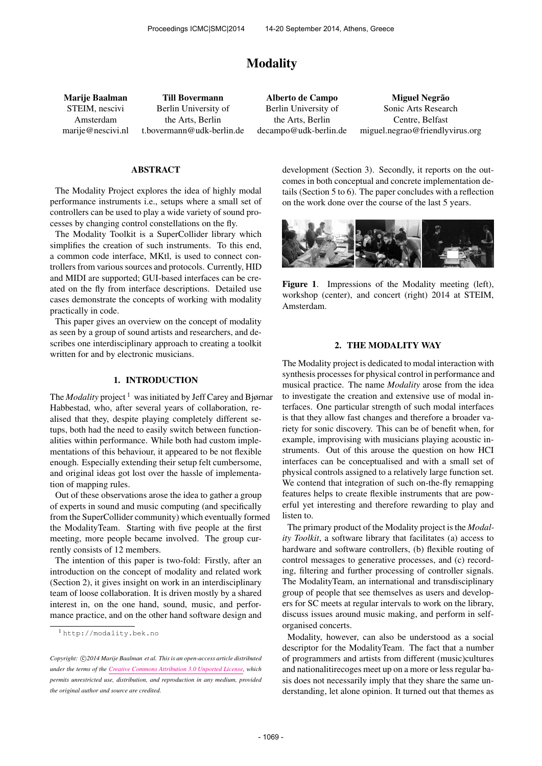# Modality

| Marije Baalman | Till Bovermann | Alberto de Campo | Miguel Negrão |
|---|---|---|---|
| STEIM, nescivi | Berlin University of | Berlin University of | Sonic Arts Research |
| Amsterdam | the Arts, Berlin | the Arts, Berlin | Centre, Belfast |
| marije@nescivi.nl | t.bovermann@udk-berlin.de | decampo@udk-berlin.de | miguel.negrao@friendlyvirus.org |

## ABSTRACT

The Modality Project explores the idea of highly modal performance instruments i.e., setups where a small set of controllers can be used to play a wide variety of sound processes by changing control constellations on the fly.

The Modality Toolkit is a SuperCollider library which simplifies the creation of such instruments. To this end, a common code interface, MKtl, is used to connect controllers from various sources and protocols. Currently, HID and MIDI are supported; GUI-based interfaces can be created on the fly from interface descriptions. Detailed use cases demonstrate the concepts of working with modality practically in code.

This paper gives an overview on the concept of modality as seen by a group of sound artists and researchers, and describes one interdisciplinary approach to creating a toolkit written for and by electronic musicians.

## 1. INTRODUCTION

The *Modality* project [1] was initiated by Jeff Carey and Bjørnar Habbestad, who, after several years of collaboration, realised that they, despite playing completely different setups, both had the need to easily switch between functionalities within performance. While both had custom implementations of this behaviour, it appeared to be not flexible enough. Especially extending their setup felt cumbersome, and original ideas got lost over the hassle of implementation of mapping rules.

Out of these observations arose the idea to gather a group of experts in sound and music computing (and specifically from the SuperCollider community) which eventually formed the ModalityTeam. Starting with five people at the first meeting, more people became involved. The group currently consists of 12 members.

The intention of this paper is two-fold: Firstly, after an introduction on the concept of modality and related work (Section 2), it gives insight on work in an interdisciplinary team of loose collaboration. It is driven mostly by a shared interest in, on the one hand, sound, music, and performance practice, and on the other hand software design and development (Section 3). Secondly, it reports on the outcomes in both conceptual and concrete implementation details (Section 5 to 6). The paper concludes with a reflection on the work done over the course of the last 5 years.

[1] http://modality.bek.no

*Copyright: ©2014 Marije Baalman et al. This is an open-access article distributed under the terms of the Creative Commons Attribution 3.0 Unported License, which permits unrestricted use, distribution, and reproduction in any medium, provided the original author and source are credited.*

**Figure 1**. Impressions of the Modality meeting (left), workshop (center), and concert (right) 2014 at STEIM, Amsterdam.

## 2. THE MODALITY WAY

The Modality project is dedicated to modal interaction with synthesis processes for physical control in performance and musical practice. The name *Modality* arose from the idea to investigate the creation and extensive use of modal interfaces. One particular strength of such modal interfaces is that they allow fast changes and therefore a broader variety for sonic discovery. This can be of benefit when, for example, improvising with musicians playing acoustic instruments. Out of this arouse the question on how HCI interfaces can be conceptualised and with a small set of physical controls assigned to a relatively large function set. We contend that integration of such on-the-fly remapping features helps to create flexible instruments that are powerful yet interesting and therefore rewarding to play and listen to.

The primary product of the Modality project is the *Modality Toolkit*, a software library that facilitates (a) access to hardware and software controllers, (b) flexible routing of control messages to generative processes, and (c) recording, filtering and further processing of controller signals. The ModalityTeam, an international and transdisciplinary group of people that see themselves as users and developers for SC meets at regular intervals to work on the library, discuss issues around music making, and perform in self-organised concerts.

Modality, however, can also be understood as a social descriptor for the ModalityTeam. The fact that a number of programmers and artists from different (music)cultures and nationalitirecoges meet up on a more or less regular basis does not necessarily imply that they share the same understanding, let alone opinion. It turned out that themes as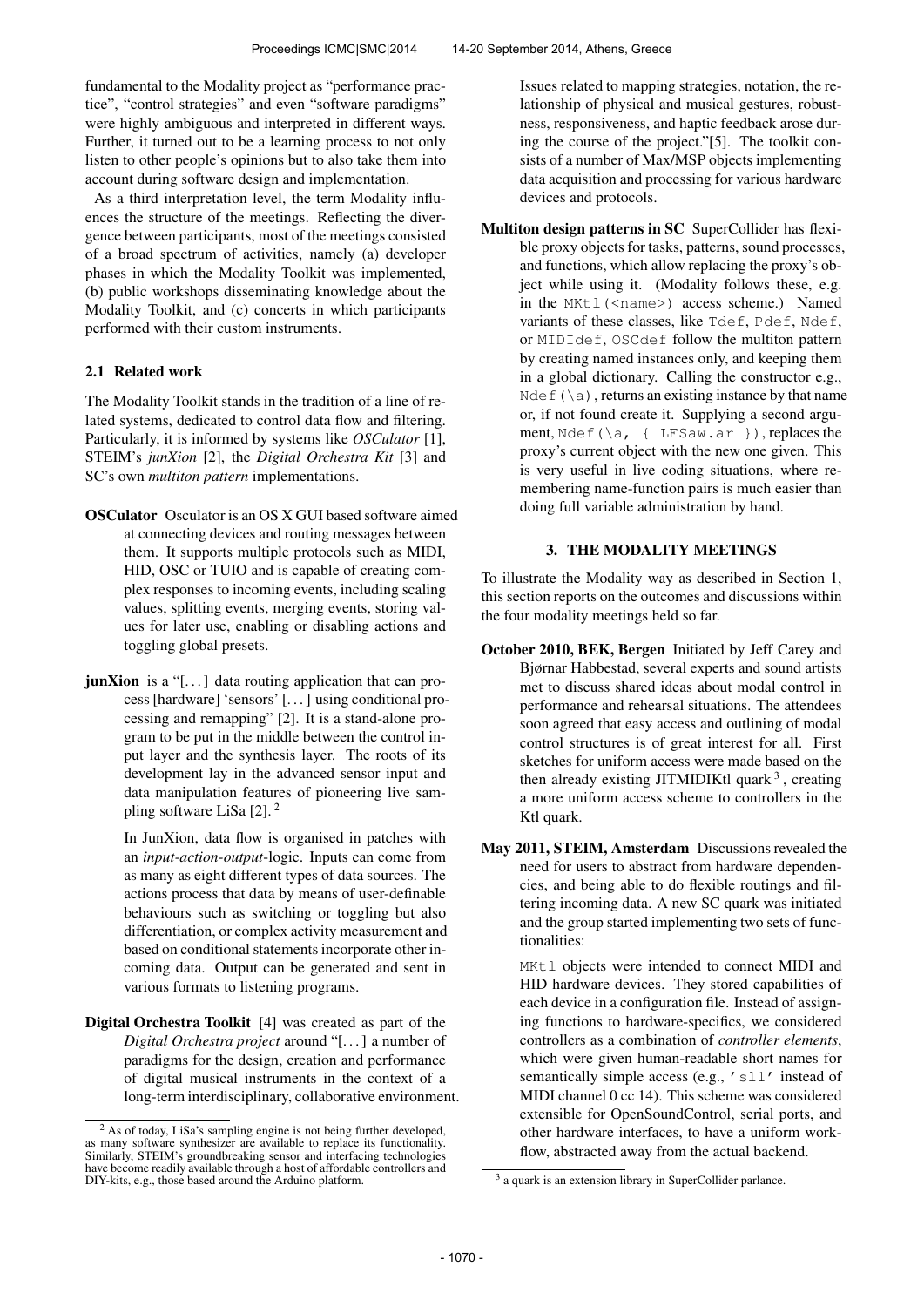fundamental to the Modality project as "performance practice", "control strategies" and even "software paradigms" were highly ambiguous and interpreted in different ways. Further, it turned out to be a learning process to not only listen to other people's opinions but to also take them into account during software design and implementation.

As a third interpretation level, the term Modality influences the structure of the meetings. Reflecting the divergence between participants, most of the meetings consisted of a broad spectrum of activities, namely (a) developer phases in which the Modality Toolkit was implemented, (b) public workshops disseminating knowledge about the Modality Toolkit, and (c) concerts in which participants performed with their custom instruments.

### 2.1 Related work

The Modality Toolkit stands in the tradition of a line of related systems, dedicated to control data flow and filtering. Particularly, it is informed by systems like *OSCulator* [1], STEIM's *junXion* [2], the *Digital Orchestra Kit* [3] and SC's own *multiton pattern* implementations.

**OSCulator** Osculator is an OS X GUI based software aimed at connecting devices and routing messages between them. It supports multiple protocols such as MIDI, HID, OSC or TUIO and is capable of creating complex responses to incoming events, including scaling values, splitting events, merging events, storing values for later use, enabling or disabling actions and toggling global presets.

**junXion** is a "[...] data routing application that can process [hardware] 'sensors' [...] using conditional processing and remapping" [2]. It is a stand-alone program to be put in the middle between the control input layer and the synthesis layer. The roots of its development lay in the advanced sensor input and data manipulation features of pioneering live sampling software LiSa [2]. [2]

In JunXion, data flow is organised in patches with an *input-action-output*-logic. Inputs can come from as many as eight different types of data sources. The actions process that data by means of user-definable behaviours such as switching or toggling but also differentiation, or complex activity measurement and based on conditional statements incorporate other incoming data. Output can be generated and sent in various formats to listening programs.

**Digital Orchestra Toolkit** [4] was created as part of the *Digital Orchestra project* around "[...] a number of paradigms for the design, creation and performance of digital musical instruments in the context of a long-term interdisciplinary, collaborative environment. Issues related to mapping strategies, notation, the relationship of physical and musical gestures, robustness, responsiveness, and haptic feedback arose during the course of the project."[5]. The toolkit consists of a number of Max/MSP objects implementing data acquisition and processing for various hardware devices and protocols.

**Multiton design patterns in SC** SuperCollider has flexible proxy objects for tasks, patterns, sound processes, and functions, which allow replacing the proxy's object while using it. (Modality follows these, e.g. in the `MKtl(<name>)` access scheme.) Named variants of these classes, like `Tdef`, `Pdef`, `Ndef`, or `MIDIdef`, `OSCdef` follow the multiton pattern by creating named instances only, and keeping them in a global dictionary. Calling the constructor e.g., `Ndef(\a)`, returns an existing instance by that name or, if not found create it. Supplying a second argument, `Ndef(\a, { LFSaw.ar })`, replaces the proxy's current object with the new one given. This is very useful in live coding situations, where remembering name-function pairs is much easier than doing full variable administration by hand.

## 3. THE MODALITY MEETINGS

To illustrate the Modality way as described in Section 1, this section reports on the outcomes and discussions within the four modality meetings held so far.

**October 2010, BEK, Bergen** Initiated by Jeff Carey and Bjørnar Habbestad, several experts and sound artists met to discuss shared ideas about modal control in performance and rehearsal situations. The attendees soon agreed that easy access and outlining of modal control structures is of great interest for all. First sketches for uniform access were made based on the then already existing JITMIDIKtl quark [3], creating a more uniform access scheme to controllers in the Ktl quark.

**May 2011, STEIM, Amsterdam** Discussions revealed the need for users to abstract from hardware dependencies, and being able to do flexible routings and filtering incoming data. A new SC quark was initiated and the group started implementing two sets of functionalities:

`MKtl` objects were intended to connect MIDI and HID hardware devices. They stored capabilities of each device in a configuration file. Instead of assigning functions to hardware-specifics, we considered controllers as a combination of *controller elements*, which were given human-readable short names for semantically simple access (e.g., `'sl1'` instead of MIDI channel 0 cc 14). This scheme was considered extensible for OpenSoundControl, serial ports, and other hardware interfaces, to have a uniform workflow, abstracted away from the actual backend.

[2] As of today, LiSa's sampling engine is not being further developed, as many software synthesizer are available to replace its functionality. Similarly, STEIM's groundbreaking sensor and interfacing technologies have become readily available through a host of affordable controllers and DIY-kits, e.g., those based around the Arduino platform.

[3] a quark is an extension library in SuperCollider parlance.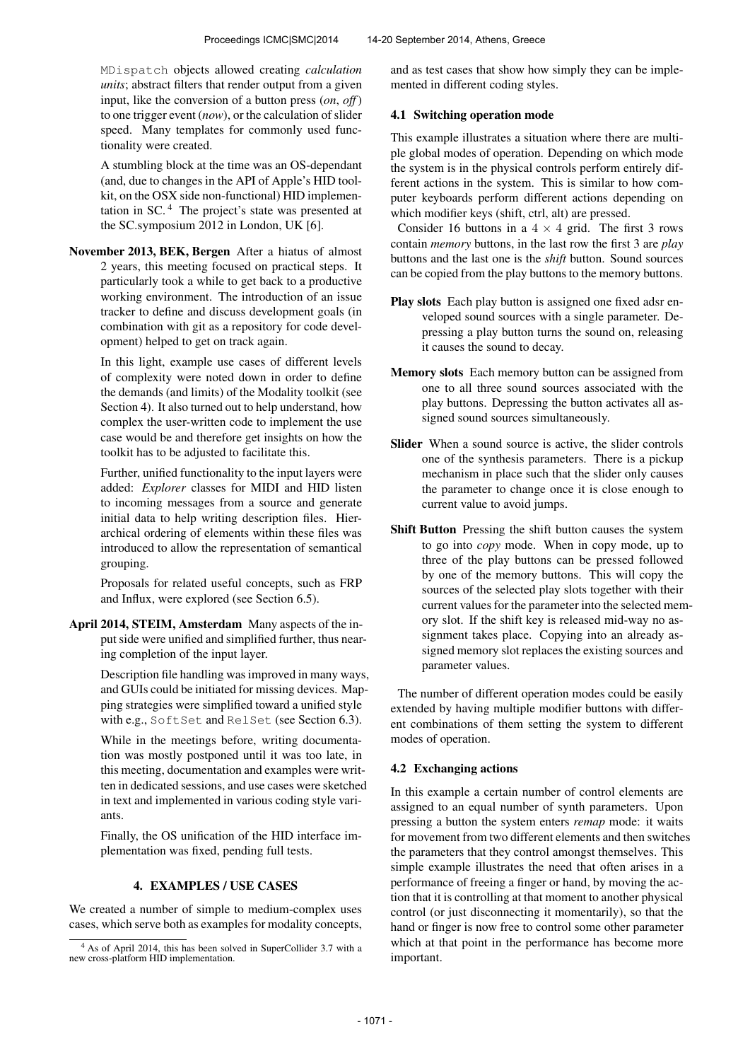MDispatch objects allowed creating *calculation units*; abstract filters that render output from a given input, like the conversion of a button press (*on*, *off*) to one trigger event (*now*), or the calculation of slider speed. Many templates for commonly used functionality were created.

A stumbling block at the time was an OS-dependant (and, due to changes in the API of Apple's HID toolkit, on the OSX side non-functional) HID implementation in SC. [4] The project's state was presented at the SC.symposium 2012 in London, UK [6].

**November 2013, BEK, Bergen** After a hiatus of almost 2 years, this meeting focused on practical steps. It particularly took a while to get back to a productive working environment. The introduction of an issue tracker to define and discuss development goals (in combination with git as a repository for code development) helped to get on track again.

In this light, example use cases of different levels of complexity were noted down in order to define the demands (and limits) of the Modality toolkit (see Section 4). It also turned out to help understand, how complex the user-written code to implement the use case would be and therefore get insights on how the toolkit has to be adjusted to facilitate this.

Further, unified functionality to the input layers were added: *Explorer* classes for MIDI and HID listen to incoming messages from a source and generate initial data to help writing description files. Hierarchical ordering of elements within these files was introduced to allow the representation of semantical grouping.

Proposals for related useful concepts, such as FRP and Influx, were explored (see Section 6.5).

**April 2014, STEIM, Amsterdam** Many aspects of the input side were unified and simplified further, thus nearing completion of the input layer.

Description file handling was improved in many ways, and GUIs could be initiated for missing devices. Mapping strategies were simplified toward a unified style with e.g., SoftSet and RelSet (see Section 6.3).

While in the meetings before, writing documentation was mostly postponed until it was too late, in this meeting, documentation and examples were written in dedicated sessions, and use cases were sketched in text and implemented in various coding style variants.

Finally, the OS unification of the HID interface implementation was fixed, pending full tests.

## 4. EXAMPLES / USE CASES

We created a number of simple to medium-complex uses cases, which serve both as examples for modality concepts, and as test cases that show how simply they can be implemented in different coding styles.

### 4.1 Switching operation mode

This example illustrates a situation where there are multiple global modes of operation. Depending on which mode the system is in the physical controls perform entirely different actions in the system. This is similar to how computer keyboards perform different actions depending on which modifier keys (shift, ctrl, alt) are pressed.

Consider 16 buttons in a $4 \times 4$ grid. The first 3 rows contain *memory* buttons, in the last row the first 3 are *play* buttons and the last one is the *shift* button. Sound sources can be copied from the play buttons to the memory buttons.

**Play slots** Each play button is assigned one fixed adsr enveloped sound sources with a single parameter. Depressing a play button turns the sound on, releasing it causes the sound to decay.

**Memory slots** Each memory button can be assigned from one to all three sound sources associated with the play buttons. Depressing the button activates all assigned sound sources simultaneously.

**Slider** When a sound source is active, the slider controls one of the synthesis parameters. There is a pickup mechanism in place such that the slider only causes the parameter to change once it is close enough to current value to avoid jumps.

**Shift Button** Pressing the shift button causes the system to go into *copy* mode. When in copy mode, up to three of the play buttons can be pressed followed by one of the memory buttons. This will copy the sources of the selected play slots together with their current values for the parameter into the selected memory slot. If the shift key is released mid-way no assignment takes place. Copying into an already assigned memory slot replaces the existing sources and parameter values.

The number of different operation modes could be easily extended by having multiple modifier buttons with different combinations of them setting the system to different modes of operation.

### 4.2 Exchanging actions

In this example a certain number of control elements are assigned to an equal number of synth parameters. Upon pressing a button the system enters *remap* mode: it waits for movement from two different elements and then switches the parameters that they control amongst themselves. This simple example illustrates the need that often arises in a performance of freeing a finger or hand, by moving the action that it is controlling at that moment to another physical control (or just disconnecting it momentarily), so that the hand or finger is now free to control some other parameter which at that point in the performance has become more important.

[4] As of April 2014, this has been solved in SuperCollider 3.7 with a new cross-platform HID implementation.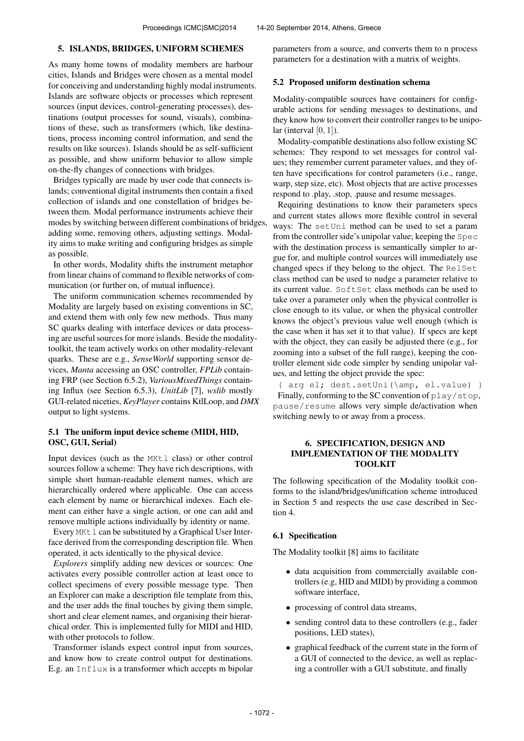## 5. ISLANDS, BRIDGES, UNIFORM SCHEMES

As many home towns of modality members are harbour cities, Islands and Bridges were chosen as a mental model for conceiving and understanding highly modal instruments. Islands are software objects or processes which represent sources (input devices, control-generating processes), destinations (output processes for sound, visuals), combinations of these, such as transformers (which, like destinations, process incoming control information, and send the results on like sources). Islands should be as self-sufficient as possible, and show uniform behavior to allow simple on-the-fly changes of connections with bridges.

Bridges typically are made by user code that connects islands; conventional digital instruments then contain a fixed collection of islands and one constellation of bridges between them. Modal performance instruments achieve their modes by switching between different combinations of bridges, adding some, removing others, adjusting settings. Modality aims to make writing and configuring bridges as simple as possible.

In other words, Modality shifts the instrument metaphor from linear chains of command to flexible networks of communication (or further on, of mutual influence).

The uniform communication schemes recommended by Modality are largely based on existing conventions in SC, and extend them with only few new methods. Thus many SC quarks dealing with interface devices or data processing are useful sources for more islands. Beside the modality-toolkit, the team actively works on other modality-relevant quarks. These are e.g., *SenseWorld* supporting sensor devices, *Manta* accessing an OSC controller, *FPLib* containing FRP (see Section 6.5.2), *VariousMixedThings* containing Influx (see Section 6.5.3), *UnitLib* [7], *wslib* mostly GUI-related niceties, *KeyPlayer* contains KtlLoop, and *DMX* output to light systems.

### 5.1 The uniform input device scheme (MIDI, HID, OSC, GUI, Serial)

Input devices (such as the `MKtl` class) or other control sources follow a scheme: They have rich descriptions, with simple short human-readable element names, which are hierarchically ordered where applicable. One can access each element by name or hierarchical indexes. Each element can either have a single action, or one can add and remove multiple actions individually by identity or name.

Every `MKtl` can be substituted by a Graphical User Interface derived from the corresponding description file. When operated, it acts identically to the physical device.

*Explorers* simplify adding new devices or sources: One activates every possible controller action at least once to collect specimens of every possible message type. Then an Explorer can make a description file template from this, and the user adds the final touches by giving them simple, short and clear element names, and organising their hierarchical order. This is implemented fully for MIDI and HID, with other protocols to follow.

Transformer islands expect control input from sources, and know how to create control output for destinations. E.g. an `Influx` is a transformer which accepts m bipolar parameters from a source, and converts them to n process parameters for a destination with a matrix of weights.

### 5.2 Proposed uniform destination schema

Modality-compatible sources have containers for configurable actions for sending messages to destinations, and they know how to convert their controller ranges to be unipolar (interval $[0, 1]$).

Modality-compatible destinations also follow existing SC schemes: They respond to set messages for control values; they remember current parameter values, and they often have specifications for control parameters (i.e., range, warp, step size, etc). Most objects that are active processes respond to .play, .stop, .pause and resume messages.

Requiring destinations to know their parameters specs and current states allows more flexible control in several ways: The `setUni` method can be used to set a param from the controller side's unipolar value; keeping the `Spec` with the destination process is semantically simpler to argue for, and multiple control sources will immediately use changed specs if they belong to the object. The `RelSet` class method can be used to nudge a parameter relative to its current value. `SoftSet` class methods can be used to take over a parameter only when the physical controller is close enough to its value, or when the physical controller knows the object's previous value well enough (which is the case when it has set it to that value). If specs are kept with the object, they can easily be adjusted there (e.g., for zooming into a subset of the full range), keeping the controller element side code simpler by sending unipolar values, and letting the object provide the spec:

```
{ arg el; dest.setUni(\amp, el.value) }
```

Finally, conforming to the SC convention of `play/stop`, `pause/resume` allows very simple de/activation when switching newly to or away from a process.

## 6. SPECIFICATION, DESIGN AND IMPLEMENTATION OF THE MODALITY TOOLKIT

The following specification of the Modality toolkit conforms to the island/bridges/unification scheme introduced in Section 5 and respects the use case described in Section 4.

### 6.1 Specification

The Modality toolkit [8] aims to facilitate

- data acquisition from commercially available controllers (e.g, HID and MIDI) by providing a common software interface,
- processing of control data streams,
- sending control data to these controllers (e.g., fader positions, LED states),
- graphical feedback of the current state in the form of a GUI of connected to the device, as well as replacing a controller with a GUI substitute, and finally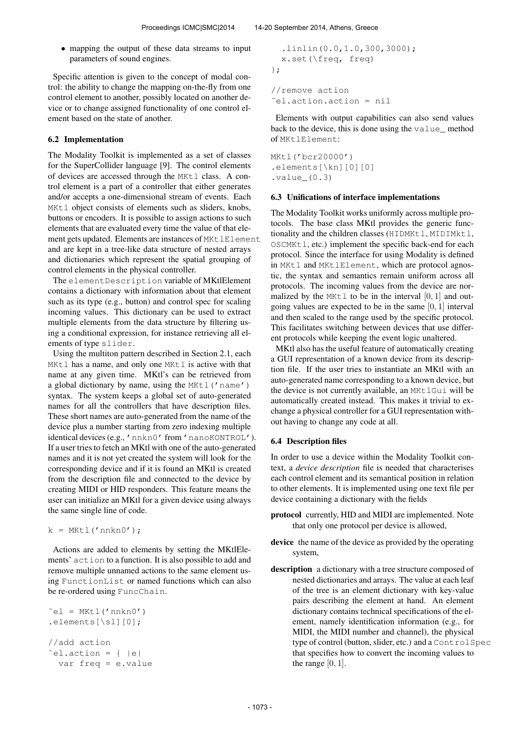- mapping the output of these data streams to input parameters of sound engines.

Specific attention is given to the concept of modal control: the ability to change the mapping on-the-fly from one control element to another, possibly located on another device or to change assigned functionality of one control element based on the state of another.

### 6.2 Implementation

The Modality Toolkit is implemented as a set of classes for the SuperCollider language [9]. The control elements of devices are accessed through the `MKtl` class. A control element is a part of a controller that either generates and/or accepts a one-dimensional stream of events. Each `MKtl` object consists of elements such as sliders, knobs, buttons or encoders. It is possible to assign actions to such elements that are evaluated every time the value of that element gets updated. Elements are instances of `MKtlElement` and are kept in a tree-like data structure of nested arrays and dictionaries which represent the spatial grouping of control elements in the physical controller.

The `elementDescription` variable of MKtlElement contains a dictionary with information about that element such as its type (e.g., button) and control spec for scaling incoming values. This dictionary can be used to extract multiple elements from the data structure by filtering using a conditional expression, for instance retrieving all elements of type `slider`.

Using the multiton pattern described in Section 2.1, each `MKtl` has a name, and only one `MKtl` is active with that name at any given time. MKtl's can be retrieved from a global dictionary by name, using the `MKtl('name')` syntax. The system keeps a global set of auto-generated names for all the controllers that have description files. These short names are auto-generated from the name of the device plus a number starting from zero indexing multiple identical devices (e.g., `'nnkn0'` from `'nanoKONTROL'`). If a user tries to fetch an MKtl with one of the auto-generated names and it is not yet created the system will look for the corresponding device and if it is found an MKtl is created from the description file and connected to the device by creating MIDI or HID responders. This feature means the user can initialize an MKtl for a given device using always the same single line of code.

```
k = MKtl('nnkn0');
```

Actions are added to elements by setting the MKtlElements' `action` to a function. It is also possible to add and remove multiple unnamed actions to the same element using `FunctionList` or named functions which can also be re-ordered using `FuncChain`.

```
~el = MKtl('nnkn0')
.elements[\sl][0];

//add action
~el.action = { |e|
  var freq = e.value
    .linlin(0.0,1.0,300,3000);
  x.set(\freq, freq)
};

//remove action
~el.action.action = nil
```

Elements with output capabilities can also send values back to the device, this is done using the `value_` method of `MKtlElement`:

```
MKtl('bcr20000')
.elements[\kn][0][0]
.value_(0.3)
```

### 6.3 Unifications of interface implementations

The Modality Toolkit works uniformly across multiple protocols. The base class MKtl provides the generic functionality and the children classes (`HIDMKtl`, `MIDIMKtl`, `OSCMKtl`, etc.) implement the specific back-end for each protocol. Since the interface for using Modality is defined in `MKtl` and `MKtlElement`, which are protocol agnostic, the syntax and semantics remain uniform across all protocols. The incoming values from the device are normalized by the `MKtl` to be in the interval $[0, 1]$ and outgoing values are expected to be in the same $[0, 1]$ interval and then scaled to the range used by the specific protocol. This facilitates switching between devices that use different protocols while keeping the event logic unaltered.

MKtl also has the useful feature of automatically creating a GUI representation of a known device from its description file. If the user tries to instantiate an MKtl with an auto-generated name corresponding to a known device, but the device is not currently available, an `MKtlGui` will be automatically created instead. This makes it trivial to exchange a physical controller for a GUI representation without having to change any code at all.

### 6.4 Description files

In order to use a device within the Modality Toolkit context, a *device description* file is needed that characterises each control element and its semantical position in relation to other elements. It is implemented using one text file per device containing a dictionary with the fields

**protocol** currently, HID and MIDI are implemented. Note that only one protocol per device is allowed,

**device** the name of the device as provided by the operating system,

**description** a dictionary with a tree structure composed of nested dictionaries and arrays. The value at each leaf of the tree is an element dictionary with key-value pairs describing the element at hand. An element dictionary contains technical specifications of the element, namely identification information (e.g., for MIDI, the MIDI number and channel), the physical type of control (button, slider, etc.) and a `ControlSpec` that specifies how to convert the incoming values to the range $[0, 1]$.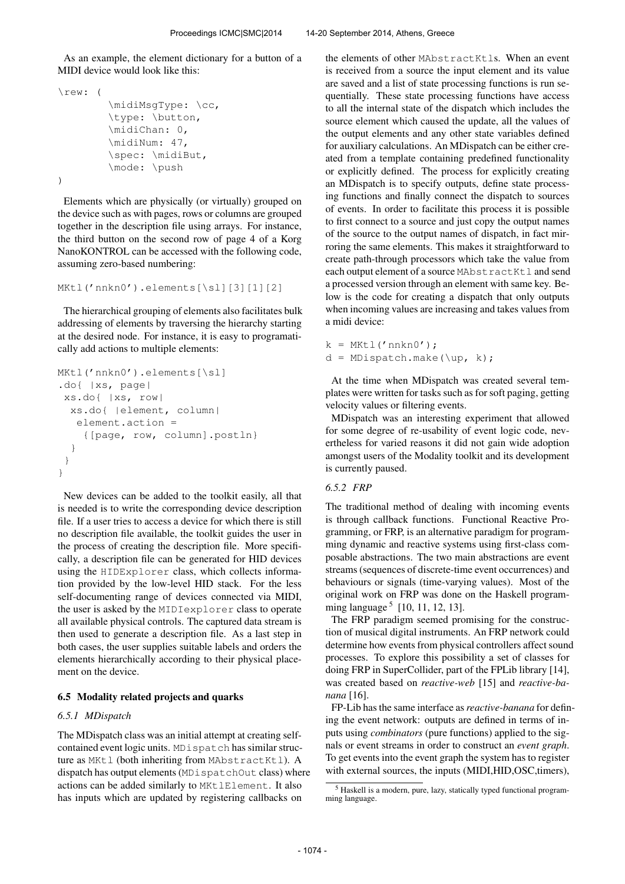As an example, the element dictionary for a button of a MIDI device would look like this:

```
\rew: (
        \midiMsgType: \cc,
        \type: \button,
        \midiChan: 0,
        \midiNum: 47,
        \spec: \midiBut,
        \mode: \push
)
```

Elements which are physically (or virtually) grouped on the device such as with pages, rows or columns are grouped together in the description file using arrays. For instance, the third button on the second row of page 4 of a Korg NanoKONTROL can be accessed with the following code, assuming zero-based numbering:

```
MKtl('nnkn0').elements[\sl][3][1][2]
```

The hierarchical grouping of elements also facilitates bulk addressing of elements by traversing the hierarchy starting at the desired node. For instance, it is easy to programatically add actions to multiple elements:

```
MKtl('nnkn0').elements[\sl]
.do{ |xs, page|
 xs.do{ |xs, row|
  xs.do{ |element, column|
   element.action =
    {[page, row, column].postln}
  }
 }
}
```

New devices can be added to the toolkit easily, all that is needed is to write the corresponding device description file. If a user tries to access a device for which there is still no description file available, the toolkit guides the user in the process of creating the description file. More specifically, a description file can be generated for HID devices using the `HIDExplorer` class, which collects information provided by the low-level HID stack. For the less self-documenting range of devices connected via MIDI, the user is asked by the `MIDIexplorer` class to operate all available physical controls. The captured data stream is then used to generate a description file. As a last step in both cases, the user supplies suitable labels and orders the elements hierarchically according to their physical placement on the device.

### 6.5 Modality related projects and quarks

#### 6.5.1 MDispatch

The MDispatch class was an initial attempt at creating self-contained event logic units. `MDispatch` has similar structure as `MKtl` (both inheriting from `MAbstractKtl`). A dispatch has output elements (`MDispatchOut` class) where actions can be added similarly to `MKtlElement`. It also has inputs which are updated by registering callbacks on the elements of other `MAbstractKtl`s. When an event is received from a source the input element and its value are saved and a list of state processing functions is run sequentially. These state processing functions have access to all the internal state of the dispatch which includes the source element which caused the update, all the values of the output elements and any other state variables defined for auxiliary calculations. An MDispatch can be either created from a template containing predefined functionality or explicitly defined. The process for explicitly creating an MDispatch is to specify outputs, define state processing functions and finally connect the dispatch to sources of events. In order to facilitate this process it is possible to first connect to a source and just copy the output names of the source to the output names of dispatch, in fact mirroring the same elements. This makes it straightforward to create path-through processors which take the value from each output element of a source `MAbstractKtl` and send a processed version through an element with same key. Below is the code for creating a dispatch that only outputs when incoming values are increasing and takes values from a midi device:

```
k = MKtl('nnkn0');
d = MDispatch.make(\up, k);
```

At the time when MDispatch was created several templates were written for tasks such as for soft paging, getting velocity values or filtering events.

MDispatch was an interesting experiment that allowed for some degree of re-usability of event logic code, nevertheless for varied reasons it did not gain wide adoption amongst users of the Modality toolkit and its development is currently paused.

#### 6.5.2 FRP

The traditional method of dealing with incoming events is through callback functions. Functional Reactive Programming, or FRP, is an alternative paradigm for programming dynamic and reactive systems using first-class composable abstractions. The two main abstractions are event streams (sequences of discrete-time event occurrences) and behaviours or signals (time-varying values). Most of the original work on FRP was done on the Haskell programming language [5] [10, 11, 12, 13].

The FRP paradigm seemed promising for the construction of musical digital instruments. An FRP network could determine how events from physical controllers affect sound processes. To explore this possibility a set of classes for doing FRP in SuperCollider, part of the FPLib library [14], was created based on *reactive-web* [15] and *reactive-banana* [16].

FP-Lib has the same interface as *reactive-banana* for defining the event network: outputs are defined in terms of inputs using *combinators* (pure functions) applied to the signals or event streams in order to construct an *event graph*. To get events into the event graph the system has to register with external sources, the inputs (MIDI,HID,OSC,timers),

[5] Haskell is a modern, pure, lazy, statically typed functional programming language.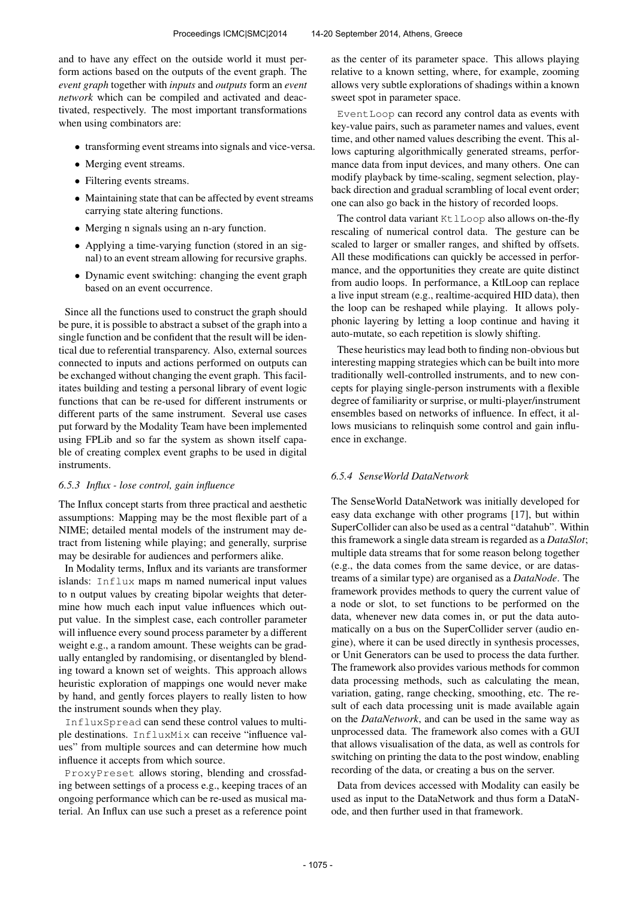and to have any effect on the outside world it must perform actions based on the outputs of the event graph. The *event graph* together with *inputs* and *outputs* form an *event network* which can be compiled and activated and deactivated, respectively. The most important transformations when using combinators are:

- transforming event streams into signals and vice-versa.
- Merging event streams.
- Filtering events streams.
- Maintaining state that can be affected by event streams carrying state altering functions.
- Merging n signals using an n-ary function.
- Applying a time-varying function (stored in an signal) to an event stream allowing for recursive graphs.
- Dynamic event switching: changing the event graph based on an event occurrence.

Since all the functions used to construct the graph should be pure, it is possible to abstract a subset of the graph into a single function and be confident that the result will be identical due to referential transparency. Also, external sources connected to inputs and actions performed on outputs can be exchanged without changing the event graph. This facilitates building and testing a personal library of event logic functions that can be re-used for different instruments or different parts of the same instrument. Several use cases put forward by the Modality Team have been implemented using FPLib and so far the system as shown itself capable of creating complex event graphs to be used in digital instruments.

#### *6.5.3 Influx - lose control, gain influence*

The Influx concept starts from three practical and aesthetic assumptions: Mapping may be the most flexible part of a NIME; detailed mental models of the instrument may detract from listening while playing; and generally, surprise may be desirable for audiences and performers alike.

In Modality terms, Influx and its variants are transformer islands: `Influx` maps m named numerical input values to n output values by creating bipolar weights that determine how much each input value influences which output value. In the simplest case, each controller parameter will influence every sound process parameter by a different weight e.g., a random amount. These weights can be gradually entangled by randomising, or disentangled by blending toward a known set of weights. This approach allows heuristic exploration of mappings one would never make by hand, and gently forces players to really listen to how the instrument sounds when they play.

`InfluxSpread` can send these control values to multiple destinations. `InfluxMix` can receive "influence values" from multiple sources and can determine how much influence it accepts from which source.

`ProxyPreset` allows storing, blending and crossfading between settings of a process e.g., keeping traces of an ongoing performance which can be re-used as musical material. An Influx can use such a preset as a reference point as the center of its parameter space. This allows playing relative to a known setting, where, for example, zooming allows very subtle explorations of shadings within a known sweet spot in parameter space.

`EventLoop` can record any control data as events with key-value pairs, such as parameter names and values, event time, and other named values describing the event. This allows capturing algorithmically generated streams, performance data from input devices, and many others. One can modify playback by time-scaling, segment selection, playback direction and gradual scrambling of local event order; one can also go back in the history of recorded loops.

The control data variant `KtlLoop` also allows on-the-fly rescaling of numerical control data. The gesture can be scaled to larger or smaller ranges, and shifted by offsets. All these modifications can quickly be accessed in performance, and the opportunities they create are quite distinct from audio loops. In performance, a KtlLoop can replace a live input stream (e.g., realtime-acquired HID data), then the loop can be reshaped while playing. It allows polyphonic layering by letting a loop continue and having it auto-mutate, so each repetition is slowly shifting.

These heuristics may lead both to finding non-obvious but interesting mapping strategies which can be built into more traditionally well-controlled instruments, and to new concepts for playing single-person instruments with a flexible degree of familiarity or surprise, or multi-player/instrument ensembles based on networks of influence. In effect, it allows musicians to relinquish some control and gain influence in exchange.

#### *6.5.4 SenseWorld DataNetwork*

The SenseWorld DataNetwork was initially developed for easy data exchange with other programs [17], but within SuperCollider can also be used as a central "datahub". Within this framework a single data stream is regarded as a *DataSlot*; multiple data streams that for some reason belong together (e.g., the data comes from the same device, or are datastreams of a similar type) are organised as a *DataNode*. The framework provides methods to query the current value of a node or slot, to set functions to be performed on the data, whenever new data comes in, or put the data automatically on a bus on the SuperCollider server (audio engine), where it can be used directly in synthesis processes, or Unit Generators can be used to process the data further. The framework also provides various methods for common data processing methods, such as calculating the mean, variation, gating, range checking, smoothing, etc. The result of each data processing unit is made available again on the *DataNetwork*, and can be used in the same way as unprocessed data. The framework also comes with a GUI that allows visualisation of the data, as well as controls for switching on printing the data to the post window, enabling recording of the data, or creating a bus on the server.

Data from devices accessed with Modality can easily be used as input to the DataNetwork and thus form a DataNode, and then further used in that framework.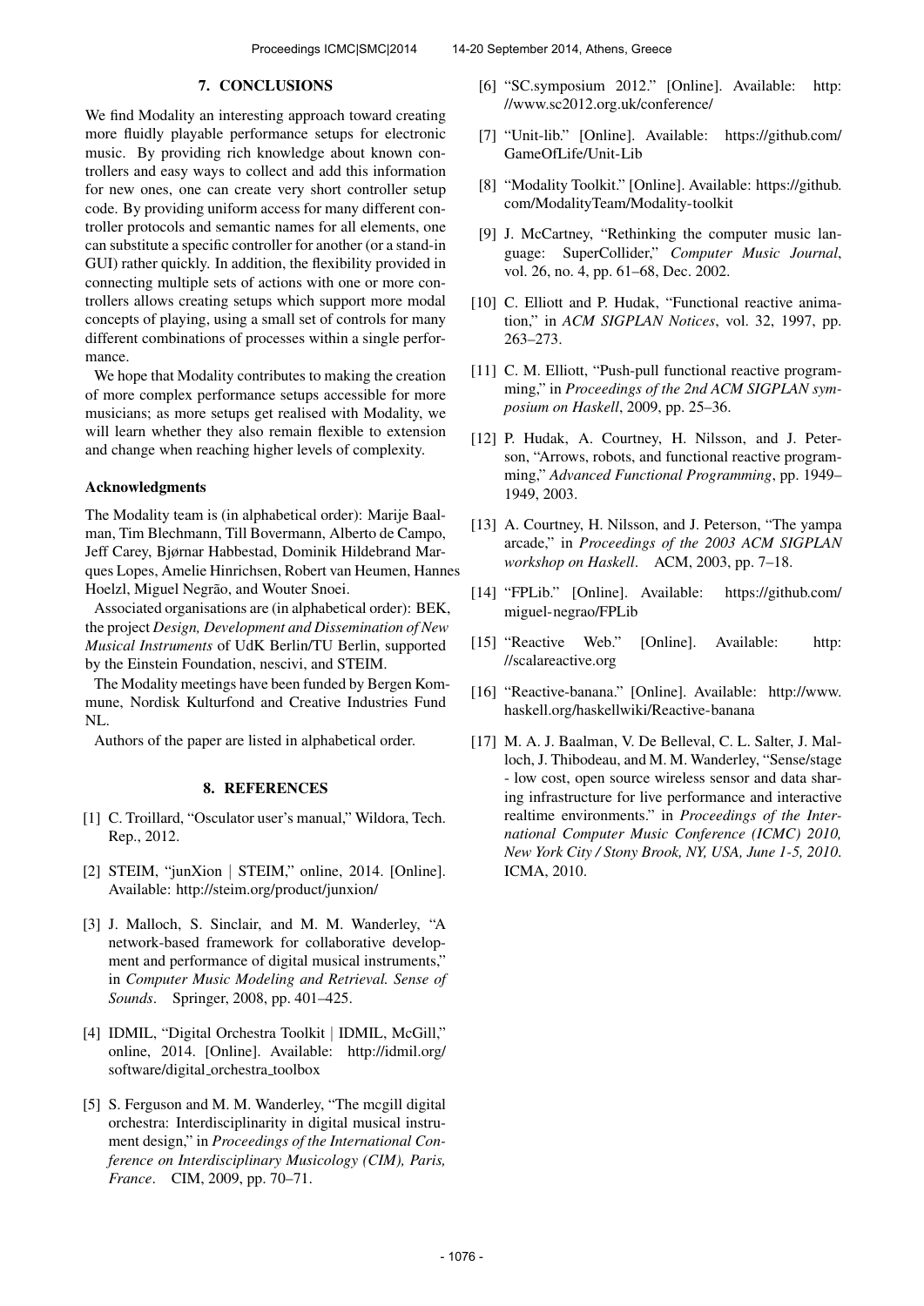## 7. CONCLUSIONS

We find Modality an interesting approach toward creating more fluidly playable performance setups for electronic music. By providing rich knowledge about known controllers and easy ways to collect and add this information for new ones, one can create very short controller setup code. By providing uniform access for many different controller protocols and semantic names for all elements, one can substitute a specific controller for another (or a stand-in GUI) rather quickly. In addition, the flexibility provided in connecting multiple sets of actions with one or more controllers allows creating setups which support more modal concepts of playing, using a small set of controls for many different combinations of processes within a single performance.

We hope that Modality contributes to making the creation of more complex performance setups accessible for more musicians; as more setups get realised with Modality, we will learn whether they also remain flexible to extension and change when reaching higher levels of complexity.

### Acknowledgments

The Modality team is (in alphabetical order): Marije Baalman, Tim Blechmann, Till Bovermann, Alberto de Campo, Jeff Carey, Bjørnar Habbestad, Dominik Hildebrand Marques Lopes, Amelie Hinrichsen, Robert van Heumen, Hannes Hoelzl, Miguel Negrão, and Wouter Snoei.

Associated organisations are (in alphabetical order): BEK, the project *Design, Development and Dissemination of New Musical Instruments* of UdK Berlin/TU Berlin, supported by the Einstein Foundation, nescivi, and STEIM.

The Modality meetings have been funded by Bergen Kommune, Nordisk Kulturfond and Creative Industries Fund NL.

Authors of the paper are listed in alphabetical order.

## 8. REFERENCES

[1] C. Troillard, "Osculator user's manual," Wildora, Tech. Rep., 2012.

[2] STEIM, "junXion | STEIM," online, 2014. [Online]. Available: http://steim.org/product/junxion/

[3] J. Malloch, S. Sinclair, and M. M. Wanderley, "A network-based framework for collaborative development and performance of digital musical instruments," in *Computer Music Modeling and Retrieval. Sense of Sounds*. Springer, 2008, pp. 401–425.

[4] IDMIL, "Digital Orchestra Toolkit | IDMIL, McGill," online, 2014. [Online]. Available: http://idmil.org/software/digital_orchestra_toolbox

[5] S. Ferguson and M. M. Wanderley, "The mcgill digital orchestra: Interdisciplinarity in digital musical instrument design," in *Proceedings of the International Conference on Interdisciplinary Musicology (CIM), Paris, France*. CIM, 2009, pp. 70–71.

[6] "SC.symposium 2012." [Online]. Available: http://www.sc2012.org.uk/conference/

[7] "Unit-lib." [Online]. Available: https://github.com/GameOfLife/Unit-Lib

[8] "Modality Toolkit." [Online]. Available: https://github.com/ModalityTeam/Modality-toolkit

[9] J. McCartney, "Rethinking the computer music language: SuperCollider," *Computer Music Journal*, vol. 26, no. 4, pp. 61–68, Dec. 2002.

[10] C. Elliott and P. Hudak, "Functional reactive animation," in *ACM SIGPLAN Notices*, vol. 32, 1997, pp. 263–273.

[11] C. M. Elliott, "Push-pull functional reactive programming," in *Proceedings of the 2nd ACM SIGPLAN symposium on Haskell*, 2009, pp. 25–36.

[12] P. Hudak, A. Courtney, H. Nilsson, and J. Peterson, "Arrows, robots, and functional reactive programming," *Advanced Functional Programming*, pp. 1949–1949, 2003.

[13] A. Courtney, H. Nilsson, and J. Peterson, "The yampa arcade," in *Proceedings of the 2003 ACM SIGPLAN workshop on Haskell*. ACM, 2003, pp. 7–18.

[14] "FPLib." [Online]. Available: https://github.com/miguel-negrao/FPLib

[15] "Reactive Web." [Online]. Available: http://scalareactive.org

[16] "Reactive-banana." [Online]. Available: http://www.haskell.org/haskellwiki/Reactive-banana

[17] M. A. J. Baalman, V. De Belleval, C. L. Salter, J. Malloch, J. Thibodeau, and M. M. Wanderley, "Sense/stage - low cost, open source wireless sensor and data sharing infrastructure for live performance and interactive realtime environments." in *Proceedings of the International Computer Music Conference (ICMC) 2010, New York City / Stony Brook, NY, USA, June 1-5, 2010*. ICMA, 2010.